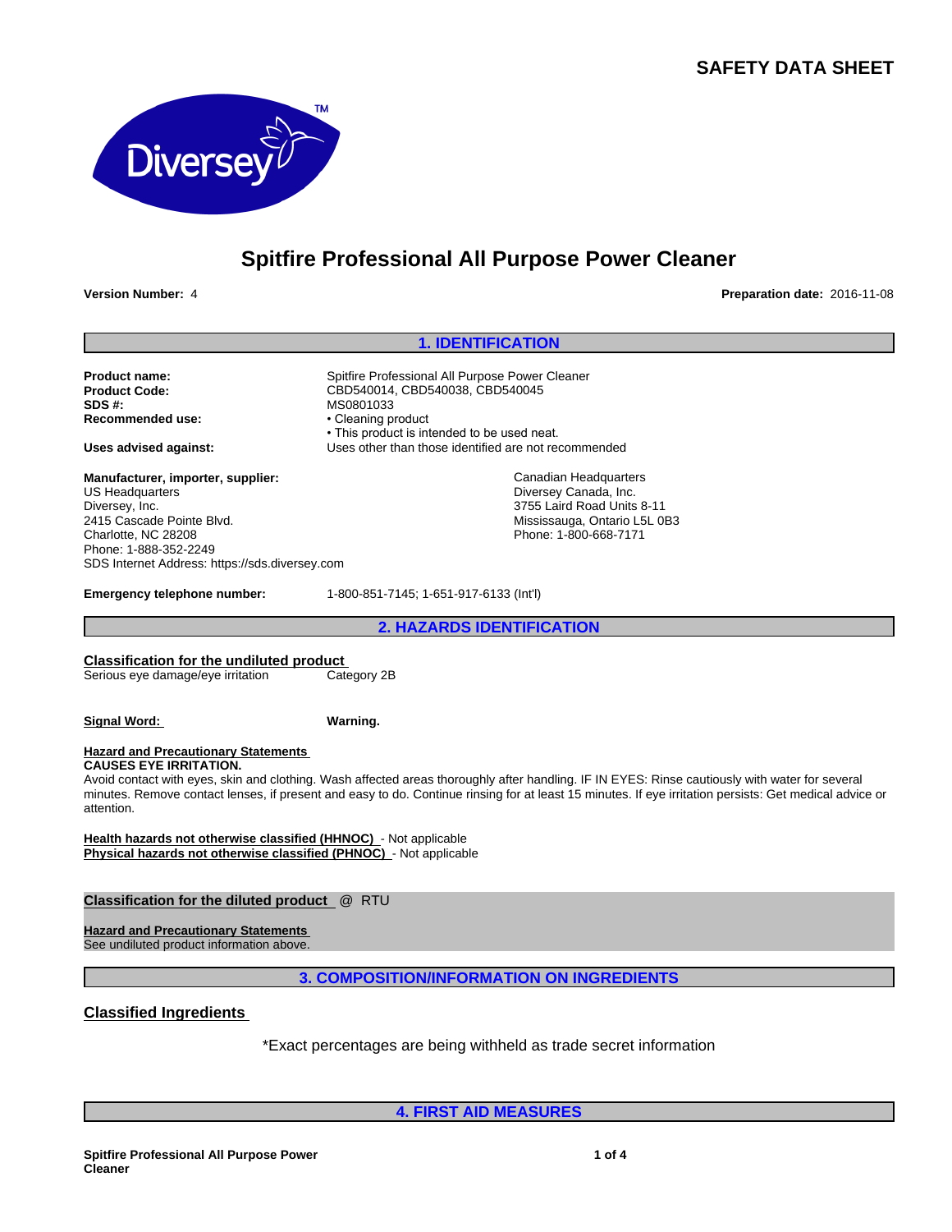# SAFETY DATA SHEET

## Spitfire Professional All Purpose Power Cleaner

**Version Number:** 4

**Preparation date:** 2016-11-08

## 1. IDENTIFICATION

**Product name:** Spitfire Professional All Purpose Power Cleaner
**Product Code:** CBD540014, CBD540038, CBD540045
**SDS #:** MS0801033
**Recommended use:**
- Cleaning product
- This product is intended to be used neat.

**Uses advised against:** Uses other than those identified are not recommended

**Manufacturer, importer, supplier:**
US Headquarters
Diversey, Inc.
2415 Cascade Pointe Blvd.
Charlotte, NC 28208
Phone: 1-888-352-2249
SDS Internet Address: https://sds.diversey.com

Canadian Headquarters
Diversey Canada, Inc.
3755 Laird Road Units 8-11
Mississauga, Ontario L5L 0B3
Phone: 1-800-668-7171

**Emergency telephone number:** 1-800-851-7145; 1-651-917-6133 (Int'l)

## 2. HAZARDS IDENTIFICATION

**Classification for the undiluted product**

| | |
|---|---|
| Serious eye damage/eye irritation | Category 2B |

**Signal Word:** **Warning.**

**Hazard and Precautionary Statements**
**CAUSES EYE IRRITATION.**
Avoid contact with eyes, skin and clothing. Wash affected areas thoroughly after handling. IF IN EYES: Rinse cautiously with water for several minutes. Remove contact lenses, if present and easy to do. Continue rinsing for at least 15 minutes. If eye irritation persists: Get medical advice or attention.

**Health hazards not otherwise classified (HHNOC)** - Not applicable
**Physical hazards not otherwise classified (PHNOC)** - Not applicable

**Classification for the diluted product** @ RTU

**Hazard and Precautionary Statements**
See undiluted product information above.

## 3. COMPOSITION/INFORMATION ON INGREDIENTS

**Classified Ingredients**

*Exact percentages are being withheld as trade secret information

## 4. FIRST AID MEASURES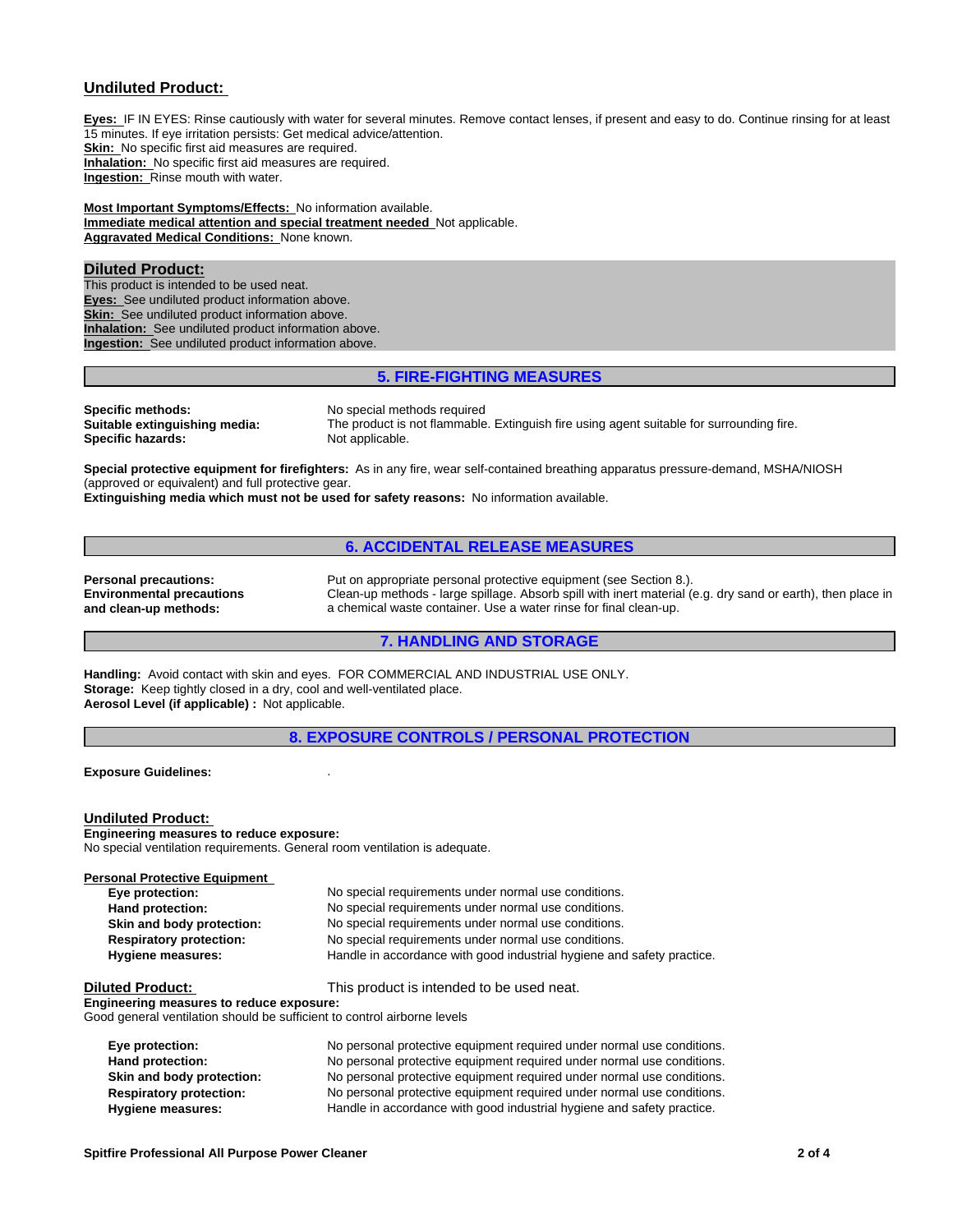**Undiluted Product:**

**Eyes:** IF IN EYES: Rinse cautiously with water for several minutes. Remove contact lenses, if present and easy to do. Continue rinsing for at least 15 minutes. If eye irritation persists: Get medical advice/attention.
**Skin:** No specific first aid measures are required.
**Inhalation:** No specific first aid measures are required.
**Ingestion:** Rinse mouth with water.

**Most Important Symptoms/Effects:** No information available.
**Immediate medical attention and special treatment needed** Not applicable.
**Aggravated Medical Conditions:** None known.

**Diluted Product:**
This product is intended to be used neat.
**Eyes:** See undiluted product information above.
**Skin:** See undiluted product information above.
**Inhalation:** See undiluted product information above.
**Ingestion:** See undiluted product information above.

## 5. FIRE-FIGHTING MEASURES

**Specific methods:** No special methods required
**Suitable extinguishing media:** The product is not flammable. Extinguish fire using agent suitable for surrounding fire.
**Specific hazards:** Not applicable.

**Special protective equipment for firefighters:** As in any fire, wear self-contained breathing apparatus pressure-demand, MSHA/NIOSH (approved or equivalent) and full protective gear.
**Extinguishing media which must not be used for safety reasons:** No information available.

## 6. ACCIDENTAL RELEASE MEASURES

**Personal precautions:** Put on appropriate personal protective equipment (see Section 8.).
**Environmental precautions and clean-up methods:** Clean-up methods - large spillage. Absorb spill with inert material (e.g. dry sand or earth), then place in a chemical waste container. Use a water rinse for final clean-up.

## 7. HANDLING AND STORAGE

**Handling:** Avoid contact with skin and eyes. FOR COMMERCIAL AND INDUSTRIAL USE ONLY.
**Storage:** Keep tightly closed in a dry, cool and well-ventilated place.
**Aerosol Level (if applicable) :** Not applicable.

## 8. EXPOSURE CONTROLS / PERSONAL PROTECTION

**Exposure Guidelines:** .

**Undiluted Product:**
**Engineering measures to reduce exposure:**
No special ventilation requirements. General room ventilation is adequate.

**Personal Protective Equipment**

**Eye protection:** No special requirements under normal use conditions.
**Hand protection:** No special requirements under normal use conditions.
**Skin and body protection:** No special requirements under normal use conditions.
**Respiratory protection:** No special requirements under normal use conditions.
**Hygiene measures:** Handle in accordance with good industrial hygiene and safety practice.

**Diluted Product:** This product is intended to be used neat.
**Engineering measures to reduce exposure:**
Good general ventilation should be sufficient to control airborne levels

**Eye protection:** No personal protective equipment required under normal use conditions.
**Hand protection:** No personal protective equipment required under normal use conditions.
**Skin and body protection:** No personal protective equipment required under normal use conditions.
**Respiratory protection:** No personal protective equipment required under normal use conditions.
**Hygiene measures:** Handle in accordance with good industrial hygiene and safety practice.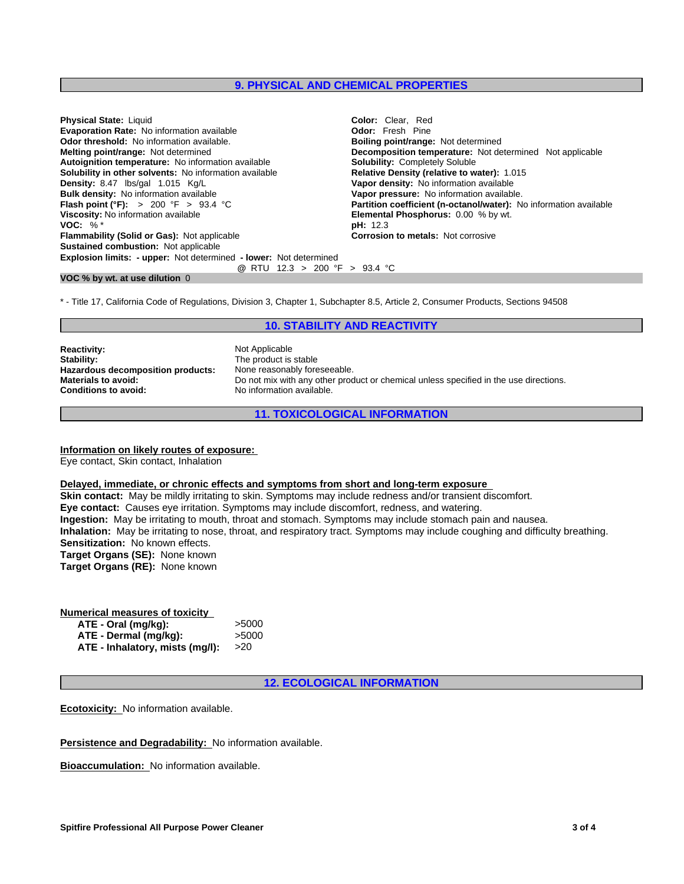## 9. PHYSICAL AND CHEMICAL PROPERTIES

**Physical State:** Liquid
**Evaporation Rate:** No information available
**Odor threshold:** No information available.
**Melting point/range:** Not determined
**Autoignition temperature:** No information available
**Solubility in other solvents:** No information available
**Density:** 8.47 lbs/gal 1.015 Kg/L
**Bulk density:** No information available
**Flash point (°F):** > 200 °F > 93.4 °C
**Viscosity:** No information available
**VOC:** % *
**Flammability (Solid or Gas):** Not applicable
**Sustained combustion:** Not applicable
**Explosion limits: - upper:** Not determined **- lower:** Not determined

@ RTU 12.3 > 200 °F > 93.4 °C

**Color:** Clear, Red
**Odor:** Fresh Pine
**Boiling point/range:** Not determined
**Decomposition temperature:** Not determined Not applicable
**Solubility:** Completely Soluble
**Relative Density (relative to water):** 1.015
**Vapor density:** No information available
**Vapor pressure:** No information available.
**Partition coefficient (n-octanol/water):** No information available
**Elemental Phosphorus:** 0.00 % by wt.
**pH:** 12.3
**Corrosion to metals:** Not corrosive

**VOC % by wt. at use dilution** 0

* - Title 17, California Code of Regulations, Division 3, Chapter 1, Subchapter 8.5, Article 2, Consumer Products, Sections 94508

## 10. STABILITY AND REACTIVITY

| | |
|---|---|
| **Reactivity:** | Not Applicable |
| **Stability:** | The product is stable |
| **Hazardous decomposition products:** | None reasonably foreseeable. |
| **Materials to avoid:** | Do not mix with any other product or chemical unless specified in the use directions. |
| **Conditions to avoid:** | No information available. |

## 11. TOXICOLOGICAL INFORMATION

**Information on likely routes of exposure:**
Eye contact, Skin contact, Inhalation

**Delayed, immediate, or chronic effects and symptoms from short and long-term exposure**
**Skin contact:** May be mildly irritating to skin. Symptoms may include redness and/or transient discomfort.
**Eye contact:** Causes eye irritation. Symptoms may include discomfort, redness, and watering.
**Ingestion:** May be irritating to mouth, throat and stomach. Symptoms may include stomach pain and nausea.
**Inhalation:** May be irritating to nose, throat, and respiratory tract. Symptoms may include coughing and difficulty breathing.
**Sensitization:** No known effects.
**Target Organs (SE):** None known
**Target Organs (RE):** None known

**Numerical measures of toxicity**

| | |
|---|---|
| **ATE - Oral (mg/kg):** | >5000 |
| **ATE - Dermal (mg/kg):** | >5000 |
| **ATE - Inhalatory, mists (mg/l):** | >20 |

## 12. ECOLOGICAL INFORMATION

**Ecotoxicity:** No information available.

**Persistence and Degradability:** No information available.

**Bioaccumulation:** No information available.

**Spitfire Professional All Purpose Power Cleaner**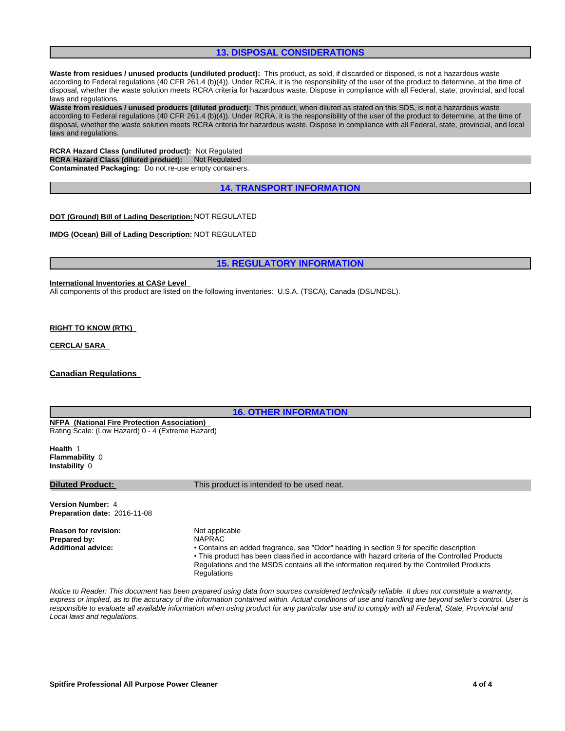## 13. DISPOSAL CONSIDERATIONS

**Waste from residues / unused products (undiluted product):** This product, as sold, if discarded or disposed, is not a hazardous waste according to Federal regulations (40 CFR 261.4 (b)(4)). Under RCRA, it is the responsibility of the user of the product to determine, at the time of disposal, whether the waste solution meets RCRA criteria for hazardous waste. Dispose in compliance with all Federal, state, provincial, and local laws and regulations.

**Waste from residues / unused products (diluted product):** This product, when diluted as stated on this SDS, is not a hazardous waste according to Federal regulations (40 CFR 261.4 (b)(4)). Under RCRA, it is the responsibility of the user of the product to determine, at the time of disposal, whether the waste solution meets RCRA criteria for hazardous waste. Dispose in compliance with all Federal, state, provincial, and local laws and regulations.

**RCRA Hazard Class (undiluted product):** Not Regulated
**RCRA Hazard Class (diluted product):** Not Regulated
**Contaminated Packaging:** Do not re-use empty containers.

## 14. TRANSPORT INFORMATION

**DOT (Ground) Bill of Lading Description:** NOT REGULATED

**IMDG (Ocean) Bill of Lading Description:** NOT REGULATED

## 15. REGULATORY INFORMATION

**International Inventories at CAS# Level**
All components of this product are listed on the following inventories: U.S.A. (TSCA), Canada (DSL/NDSL).

**RIGHT TO KNOW (RTK)**

**CERCLA/ SARA**

**Canadian Regulations**

## 16. OTHER INFORMATION

**NFPA (National Fire Protection Association)**
Rating Scale: (Low Hazard) 0 - 4 (Extreme Hazard)

**Health** 1
**Flammability** 0
**Instability** 0

**Diluted Product:** This product is intended to be used neat.

**Version Number:** 4
**Preparation date:** 2016-11-08

**Reason for revision:** Not applicable
**Prepared by:** NAPRAC
**Additional advice:**
- Contains an added fragrance, see "Odor" heading in section 9 for specific description
- This product has been classified in accordance with hazard criteria of the Controlled Products Regulations and the MSDS contains all the information required by the Controlled Products Regulations

*Notice to Reader: This document has been prepared using data from sources considered technically reliable. It does not constitute a warranty, express or implied, as to the accuracy of the information contained within. Actual conditions of use and handling are beyond seller's control. User is responsible to evaluate all available information when using product for any particular use and to comply with all Federal, State, Provincial and Local laws and regulations.*